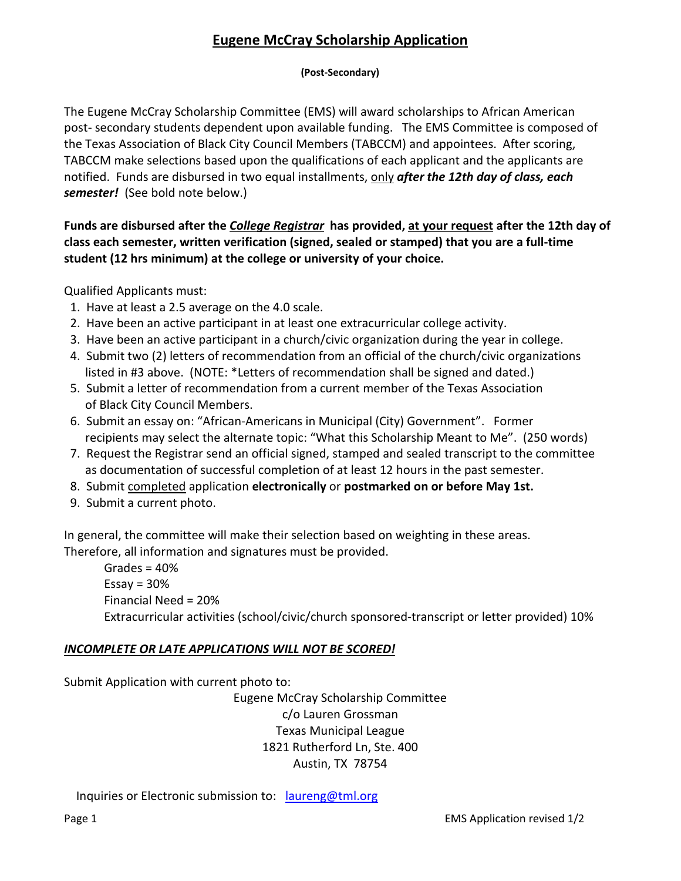# Eugene McCray Scholarship Application

**(Post-Secondary)**

The Eugene McCray Scholarship Committee (EMS) will award scholarships to African American post- secondary students dependent upon available funding. The EMS Committee is composed of the Texas Association of Black City Council Members (TABCCM) and appointees. After scoring, TABCCM make selections based upon the qualifications of each applicant and the applicants are notified. Funds are disbursed in two equal installments, only ***after the 12th day of class, each semester!*** (See bold note below.)

**Funds are disbursed after the *College Registrar* has provided, at your request after the 12th day of class each semester, written verification (signed, sealed or stamped) that you are a full-time student (12 hrs minimum) at the college or university of your choice.**

Qualified Applicants must:

1. Have at least a 2.5 average on the 4.0 scale.
2. Have been an active participant in at least one extracurricular college activity.
3. Have been an active participant in a church/civic organization during the year in college.
4. Submit two (2) letters of recommendation from an official of the church/civic organizations listed in #3 above. (NOTE: *Letters of recommendation shall be signed and dated.)
5. Submit a letter of recommendation from a current member of the Texas Association of Black City Council Members.
6. Submit an essay on: "African-Americans in Municipal (City) Government". Former recipients may select the alternate topic: "What this Scholarship Meant to Me". (250 words)
7. Request the Registrar send an official signed, stamped and sealed transcript to the committee as documentation of successful completion of at least 12 hours in the past semester.
8. Submit completed application **electronically** or **postmarked on or before May 1st.**
9. Submit a current photo.

In general, the committee will make their selection based on weighting in these areas. Therefore, all information and signatures must be provided.

Grades = 40%
Essay = 30%
Financial Need = 20%
Extracurricular activities (school/civic/church sponsored-transcript or letter provided) 10%

***INCOMPLETE OR LATE APPLICATIONS WILL NOT BE SCORED!***

Submit Application with current photo to:

Eugene McCray Scholarship Committee
c/o Lauren Grossman
Texas Municipal League
1821 Rutherford Ln, Ste. 400
Austin, TX 78754

Inquiries or Electronic submission to: laureng@tml.org

EMS Application revised 1/2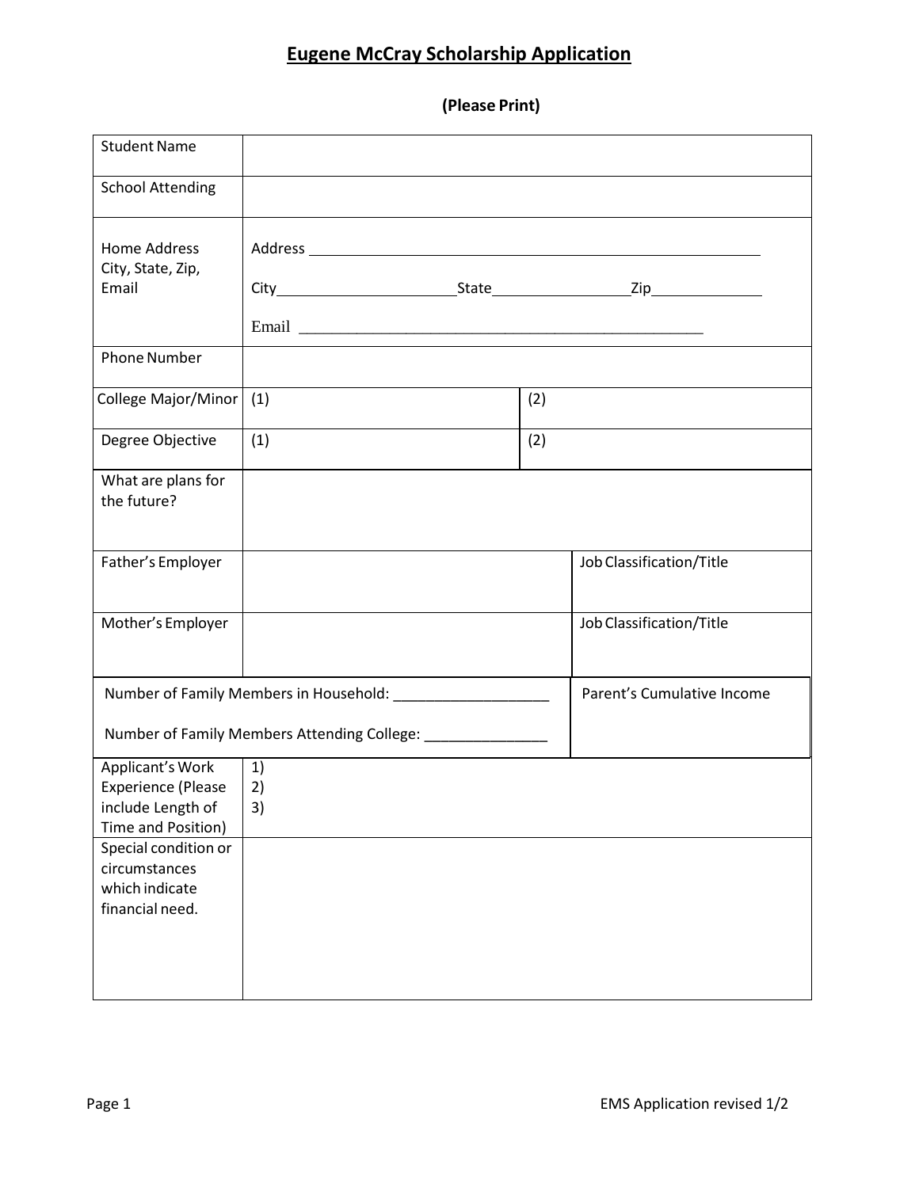# Eugene McCray Scholarship Application

**(Please Print)**

| | | | |
|---|---|---|---|
| Student Name | | | |
| School Attending | | | |
| Home Address City, State, Zip, Email | Address ______________________ City______________ State__________ Zip__________ Email ______________________ | | |
| Phone Number | | | |
| College Major/Minor | (1) | (2) | |
| Degree Objective | (1) | (2) | |
| What are plans for the future? | | | |
| Father's Employer | | Job Classification/Title | |
| Mother's Employer | | Job Classification/Title | |
| Number of Family Members in Household: ______________ Number of Family Members Attending College: ______________ | | Parent's Cumulative Income | |
| Applicant's Work Experience (Please include Length of Time and Position) | 1) 2) 3) | | |
| Special condition or circumstances which indicate financial need. | | | |

EMS Application revised 1/2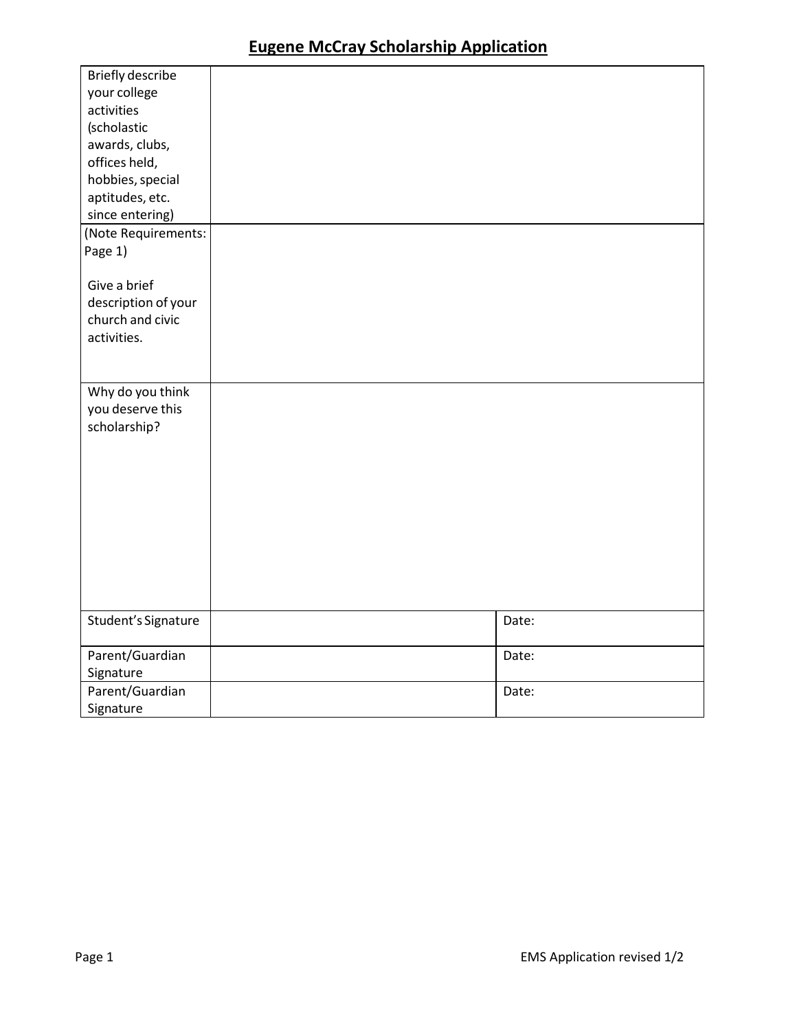# Eugene McCray Scholarship Application

| | | |
|---|---|---|
| Briefly describe your college activities (scholastic awards, clubs, offices held, hobbies, special aptitudes, etc. since entering) | | |
| (Note Requirements: Page 1) Give a brief description of your church and civic activities. | | |
| Why do you think you deserve this scholarship? | | |
| Student's Signature | | Date: |
| Parent/Guardian Signature | | Date: |
| Parent/Guardian Signature | | Date: |

EMS Application revised 1/2